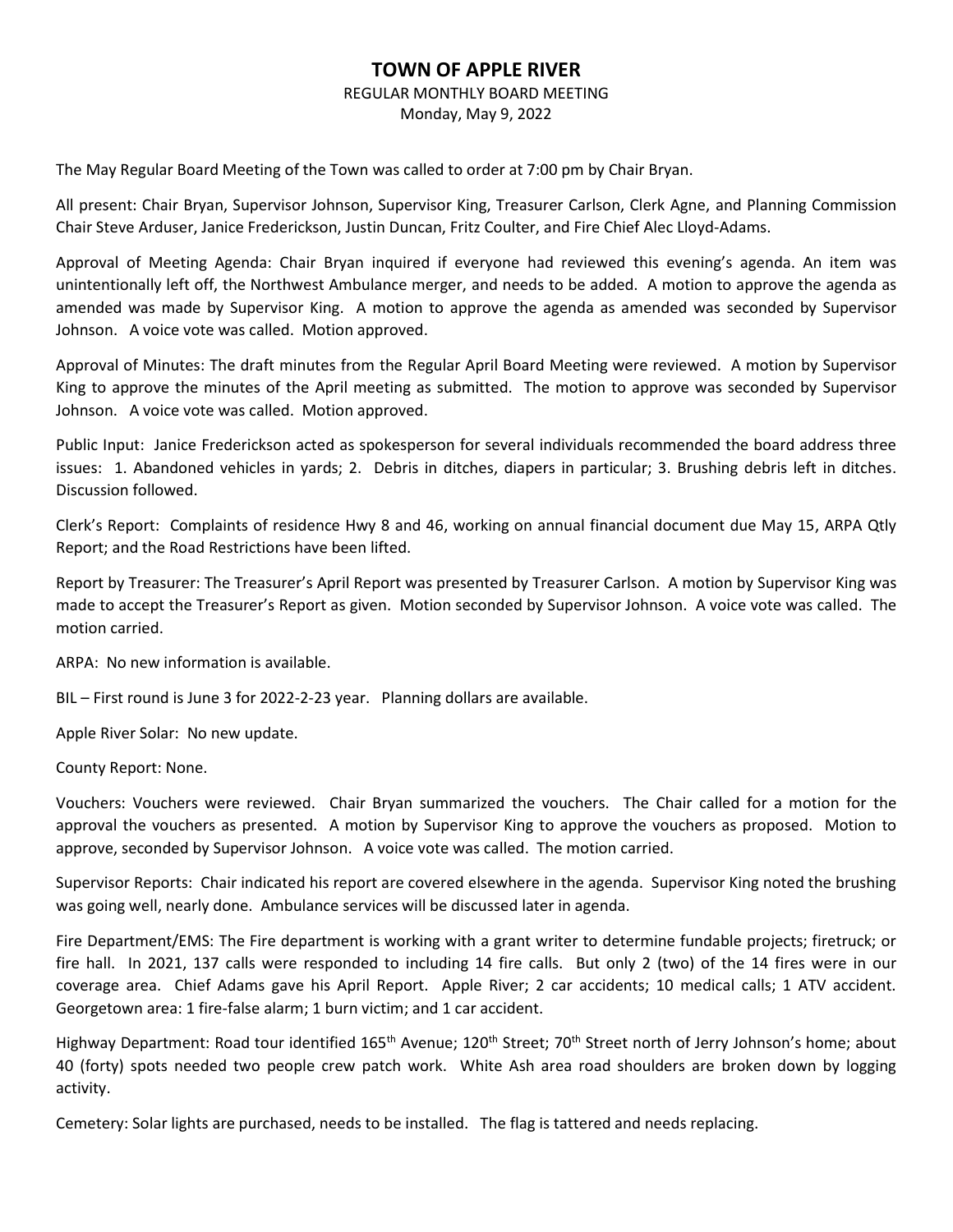# TOWN OF APPLE RIVER

REGULAR MONTHLY BOARD MEETING
Monday, May 9, 2022

The May Regular Board Meeting of the Town was called to order at 7:00 pm by Chair Bryan.

All present: Chair Bryan, Supervisor Johnson, Supervisor King, Treasurer Carlson, Clerk Agne, and Planning Commission Chair Steve Arduser, Janice Frederickson, Justin Duncan, Fritz Coulter, and Fire Chief Alec Lloyd-Adams.

Approval of Meeting Agenda: Chair Bryan inquired if everyone had reviewed this evening's agenda. An item was unintentionally left off, the Northwest Ambulance merger, and needs to be added. A motion to approve the agenda as amended was made by Supervisor King. A motion to approve the agenda as amended was seconded by Supervisor Johnson. A voice vote was called. Motion approved.

Approval of Minutes: The draft minutes from the Regular April Board Meeting were reviewed. A motion by Supervisor King to approve the minutes of the April meeting as submitted. The motion to approve was seconded by Supervisor Johnson. A voice vote was called. Motion approved.

Public Input: Janice Frederickson acted as spokesperson for several individuals recommended the board address three issues: 1. Abandoned vehicles in yards; 2. Debris in ditches, diapers in particular; 3. Brushing debris left in ditches. Discussion followed.

Clerk's Report: Complaints of residence Hwy 8 and 46, working on annual financial document due May 15, ARPA Qtly Report; and the Road Restrictions have been lifted.

Report by Treasurer: The Treasurer's April Report was presented by Treasurer Carlson. A motion by Supervisor King was made to accept the Treasurer's Report as given. Motion seconded by Supervisor Johnson. A voice vote was called. The motion carried.

ARPA: No new information is available.

BIL – First round is June 3 for 2022-2-23 year. Planning dollars are available.

Apple River Solar: No new update.

County Report: None.

Vouchers: Vouchers were reviewed. Chair Bryan summarized the vouchers. The Chair called for a motion for the approval the vouchers as presented. A motion by Supervisor King to approve the vouchers as proposed. Motion to approve, seconded by Supervisor Johnson. A voice vote was called. The motion carried.

Supervisor Reports: Chair indicated his report are covered elsewhere in the agenda. Supervisor King noted the brushing was going well, nearly done. Ambulance services will be discussed later in agenda.

Fire Department/EMS: The Fire department is working with a grant writer to determine fundable projects; firetruck; or fire hall. In 2021, 137 calls were responded to including 14 fire calls. But only 2 (two) of the 14 fires were in our coverage area. Chief Adams gave his April Report. Apple River; 2 car accidents; 10 medical calls; 1 ATV accident. Georgetown area: 1 fire-false alarm; 1 burn victim; and 1 car accident.

Highway Department: Road tour identified 165th Avenue; 120th Street; 70th Street north of Jerry Johnson's home; about 40 (forty) spots needed two people crew patch work. White Ash area road shoulders are broken down by logging activity.

Cemetery: Solar lights are purchased, needs to be installed. The flag is tattered and needs replacing.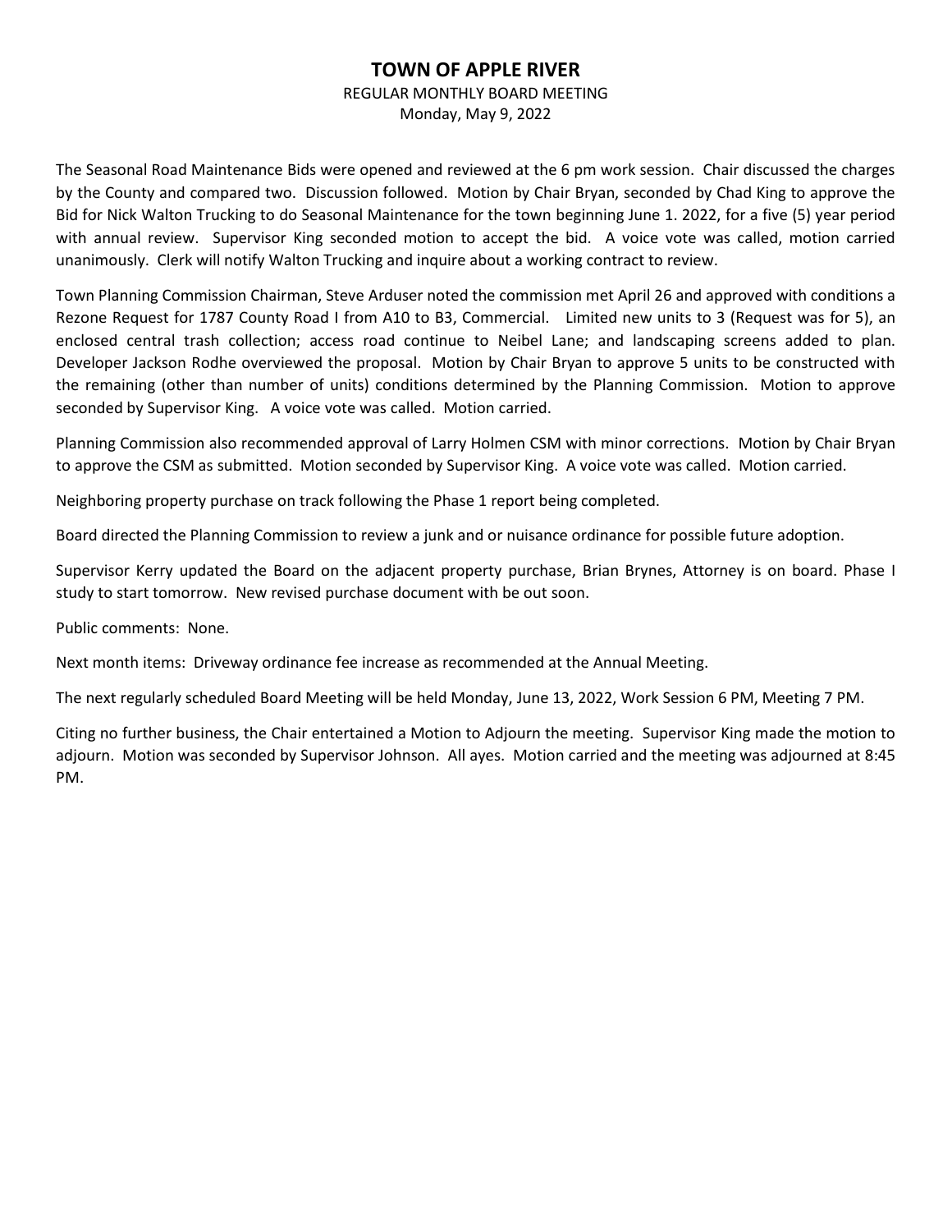# TOWN OF APPLE RIVER

REGULAR MONTHLY BOARD MEETING
Monday, May 9, 2022

The Seasonal Road Maintenance Bids were opened and reviewed at the 6 pm work session. Chair discussed the charges by the County and compared two. Discussion followed. Motion by Chair Bryan, seconded by Chad King to approve the Bid for Nick Walton Trucking to do Seasonal Maintenance for the town beginning June 1. 2022, for a five (5) year period with annual review. Supervisor King seconded motion to accept the bid. A voice vote was called, motion carried unanimously. Clerk will notify Walton Trucking and inquire about a working contract to review.

Town Planning Commission Chairman, Steve Arduser noted the commission met April 26 and approved with conditions a Rezone Request for 1787 County Road I from A10 to B3, Commercial. Limited new units to 3 (Request was for 5), an enclosed central trash collection; access road continue to Neibel Lane; and landscaping screens added to plan. Developer Jackson Rodhe overviewed the proposal. Motion by Chair Bryan to approve 5 units to be constructed with the remaining (other than number of units) conditions determined by the Planning Commission. Motion to approve seconded by Supervisor King. A voice vote was called. Motion carried.

Planning Commission also recommended approval of Larry Holmen CSM with minor corrections. Motion by Chair Bryan to approve the CSM as submitted. Motion seconded by Supervisor King. A voice vote was called. Motion carried.

Neighboring property purchase on track following the Phase 1 report being completed.

Board directed the Planning Commission to review a junk and or nuisance ordinance for possible future adoption.

Supervisor Kerry updated the Board on the adjacent property purchase, Brian Brynes, Attorney is on board. Phase I study to start tomorrow. New revised purchase document with be out soon.

Public comments: None.

Next month items: Driveway ordinance fee increase as recommended at the Annual Meeting.

The next regularly scheduled Board Meeting will be held Monday, June 13, 2022, Work Session 6 PM, Meeting 7 PM.

Citing no further business, the Chair entertained a Motion to Adjourn the meeting. Supervisor King made the motion to adjourn. Motion was seconded by Supervisor Johnson. All ayes. Motion carried and the meeting was adjourned at 8:45 PM.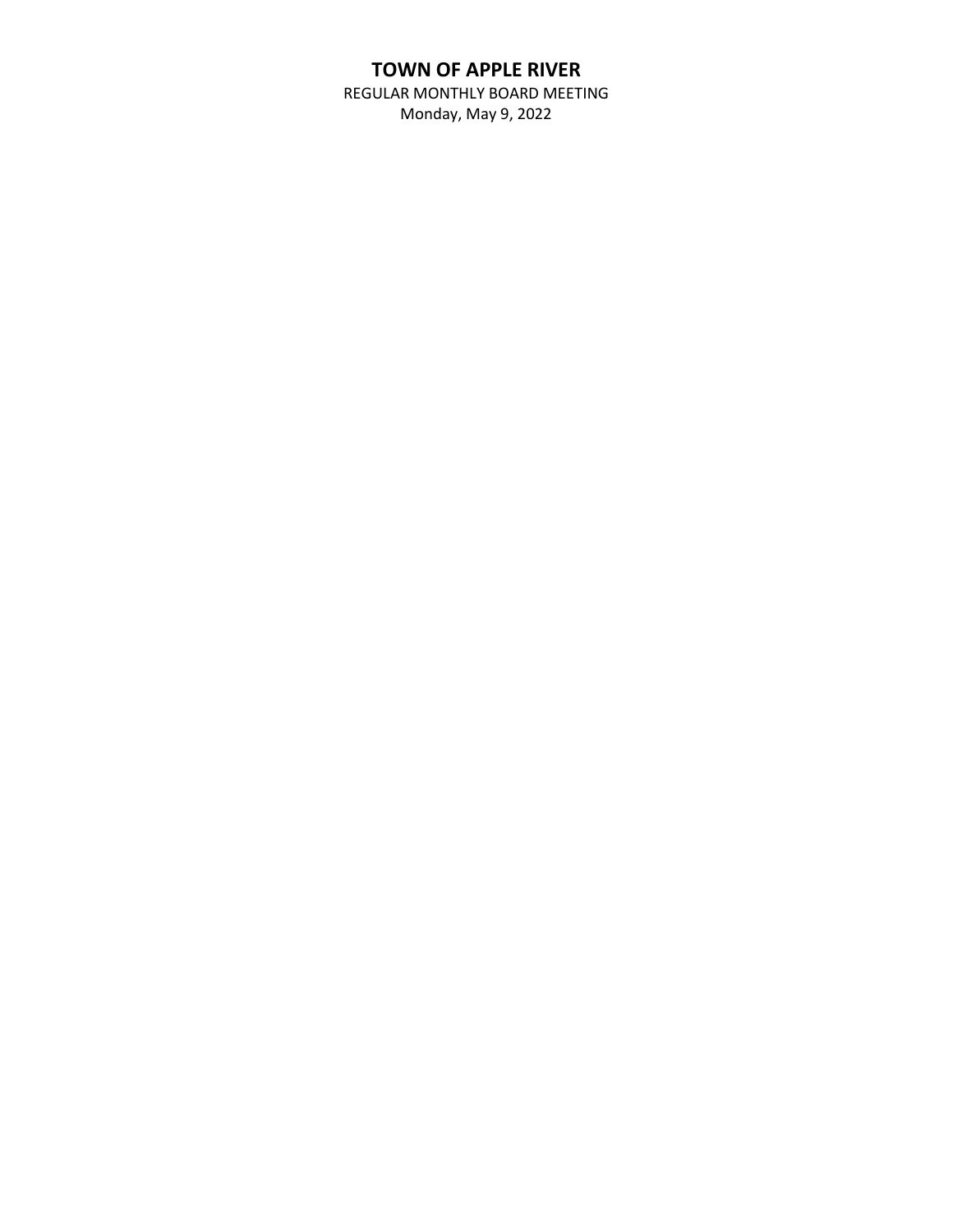# TOWN OF APPLE RIVER

REGULAR MONTHLY BOARD MEETING

Monday, May 9, 2022